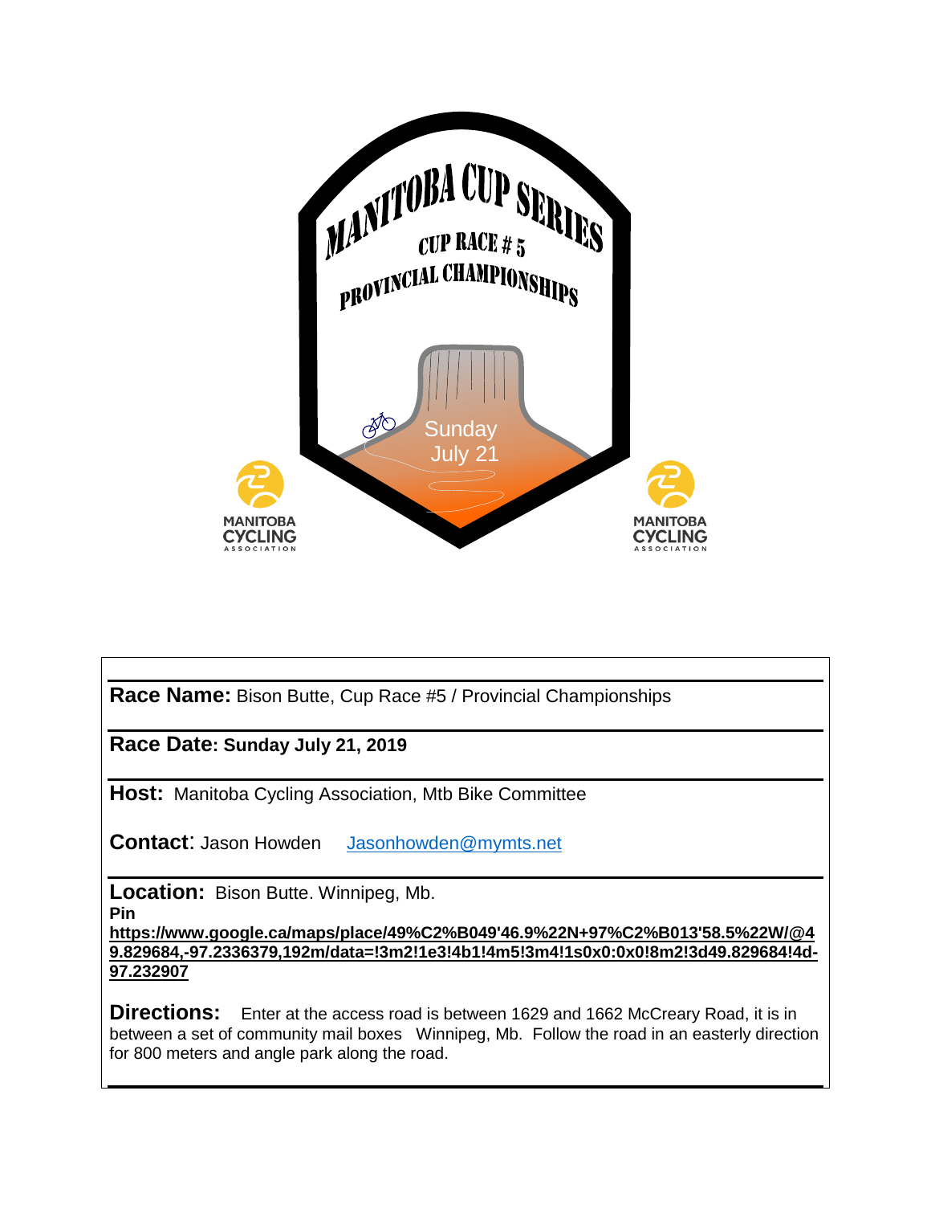# MANITOBA CUP SERIES

## CUP RACE # 5

## PROVINCIAL CHAMPIONSHIPS

Sunday
July 21

MANITOBA CYCLING ASSOCIATION

**Race Name:** Bison Butte, Cup Race #5 / Provincial Championships

**Race Date: Sunday July 21, 2019**

**Host:** Manitoba Cycling Association, Mtb Bike Committee

**Contact**: Jason Howden Jasonhowden@mymts.net

**Location:** Bison Butte. Winnipeg, Mb.
**Pin**
**https://www.google.ca/maps/place/49%C2%B049'46.9%22N+97%C2%B013'58.5%22W/@49.829684,-97.2336379,192m/data=!3m2!1e3!4b1!4m5!3m4!1s0x0:0x0!8m2!3d49.829684!4d-97.232907**

**Directions:** Enter at the access road is between 1629 and 1662 McCreary Road, it is in between a set of community mail boxes Winnipeg, Mb. Follow the road in an easterly direction for 800 meters and angle park along the road.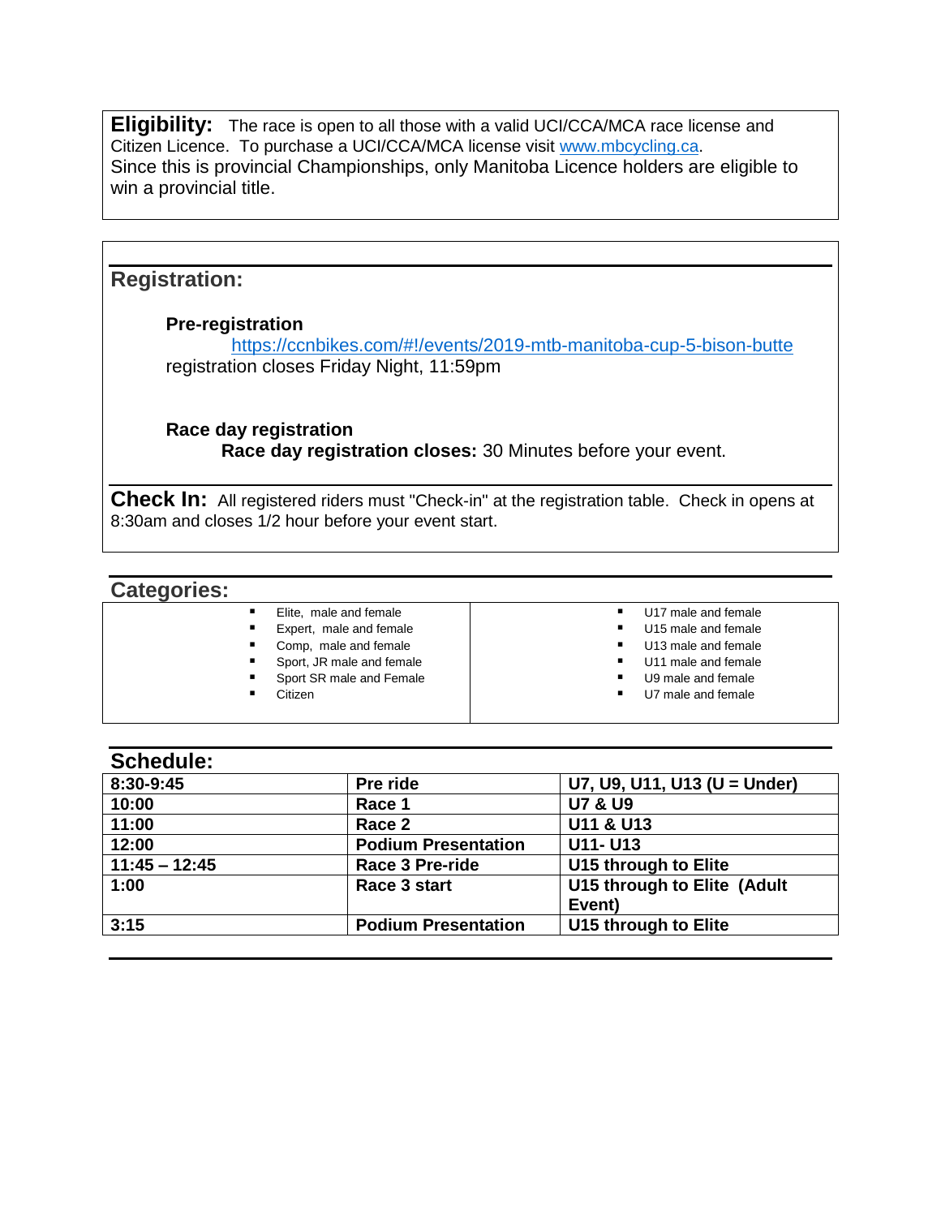**Eligibility:** The race is open to all those with a valid UCI/CCA/MCA race license and Citizen Licence. To purchase a UCI/CCA/MCA license visit [www.mbcycling.ca](http://www.mbcycling.ca).
Since this is provincial Championships, only Manitoba Licence holders are eligible to win a provincial title.

## Registration:

**Pre-registration**

[https://ccnbikes.com/#!/events/2019-mtb-manitoba-cup-5-bison-butte](https://ccnbikes.com/#!/events/2019-mtb-manitoba-cup-5-bison-butte)

registration closes Friday Night, 11:59pm

**Race day registration**

**Race day registration closes:** 30 Minutes before your event.

**Check In:** All registered riders must "Check-in" at the registration table. Check in opens at 8:30am and closes 1/2 hour before your event start.

## Categories:

- Elite, male and female
- Expert, male and female
- Comp, male and female
- Sport, JR male and female
- Sport SR male and Female
- Citizen
- U17 male and female
- U15 male and female
- U13 male and female
- U11 male and female
- U9 male and female
- U7 male and female

## Schedule:

| | | |
|---|---|---|
| **8:30-9:45** | **Pre ride** | **U7, U9, U11, U13 (U = Under)** |
| **10:00** | **Race 1** | **U7 & U9** |
| **11:00** | **Race 2** | **U11 & U13** |
| **12:00** | **Podium Presentation** | **U11- U13** |
| **11:45 – 12:45** | **Race 3 Pre-ride** | **U15 through to Elite** |
| **1:00** | **Race 3 start** | **U15 through to Elite (Adult Event)** |
| **3:15** | **Podium Presentation** | **U15 through to Elite** |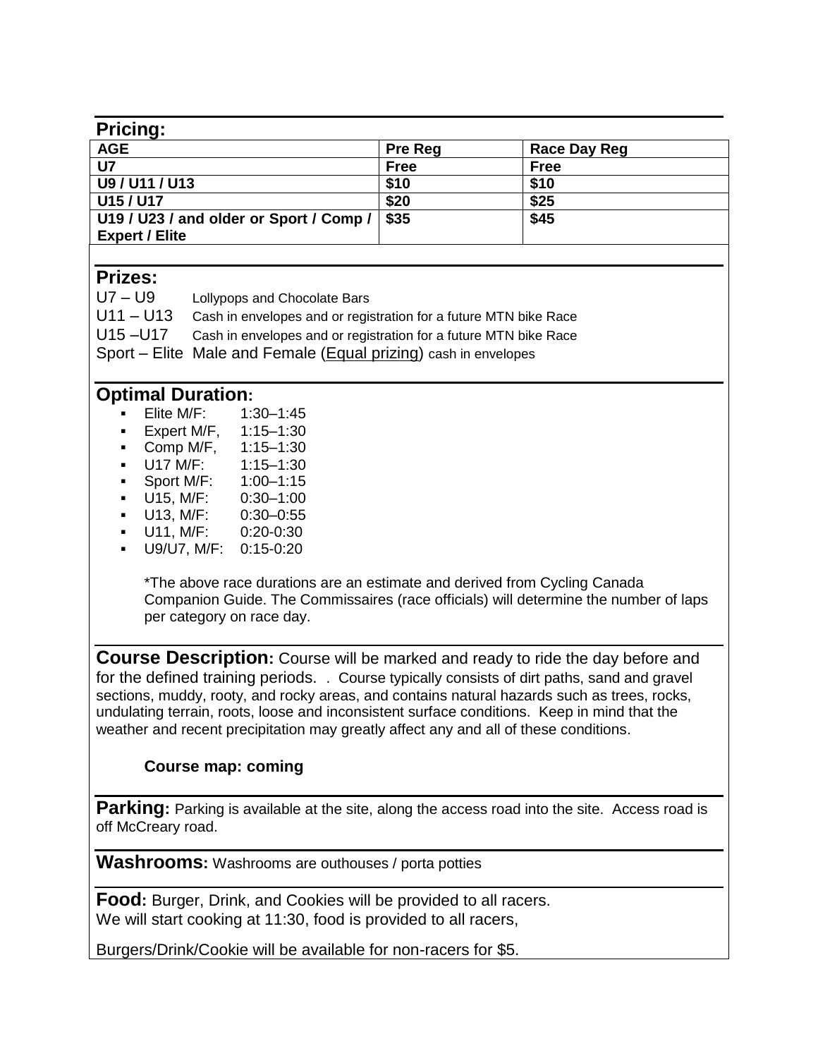## Pricing:

| AGE | Pre Reg | Race Day Reg |
|---|---|---|
| U7 | Free | Free |
| U9 / U11 / U13 | $10 | $10 |
| U15 / U17 | $20 | $25 |
| U19 / U23 / and older or Sport / Comp / Expert / Elite | $35 | $45 |

## Prizes:

U7 – U9 Lollypops and Chocolate Bars
U11 – U13 Cash in envelopes and or registration for a future MTN bike Race
U15 –U17 Cash in envelopes and or registration for a future MTN bike Race
Sport – Elite Male and Female (Equal prizing) cash in envelopes

## Optimal Duration:

- Elite M/F: 1:30–1:45
- Expert M/F, 1:15–1:30
- Comp M/F, 1:15–1:30
- U17 M/F: 1:15–1:30
- Sport M/F: 1:00–1:15
- U15, M/F: 0:30–1:00
- U13, M/F: 0:30–0:55
- U11, M/F: 0:20-0:30
- U9/U7, M/F: 0:15-0:20

*The above race durations are an estimate and derived from Cycling Canada Companion Guide. The Commissaires (race officials) will determine the number of laps per category on race day.

**Course Description:** Course will be marked and ready to ride the day before and for the defined training periods. . Course typically consists of dirt paths, sand and gravel sections, muddy, rooty, and rocky areas, and contains natural hazards such as trees, rocks, undulating terrain, roots, loose and inconsistent surface conditions. Keep in mind that the weather and recent precipitation may greatly affect any and all of these conditions.

**Course map: coming**

**Parking:** Parking is available at the site, along the access road into the site. Access road is off McCreary road.

**Washrooms:** Washrooms are outhouses / porta potties

**Food:** Burger, Drink, and Cookies will be provided to all racers.
We will start cooking at 11:30, food is provided to all racers,

Burgers/Drink/Cookie will be available for non-racers for $5.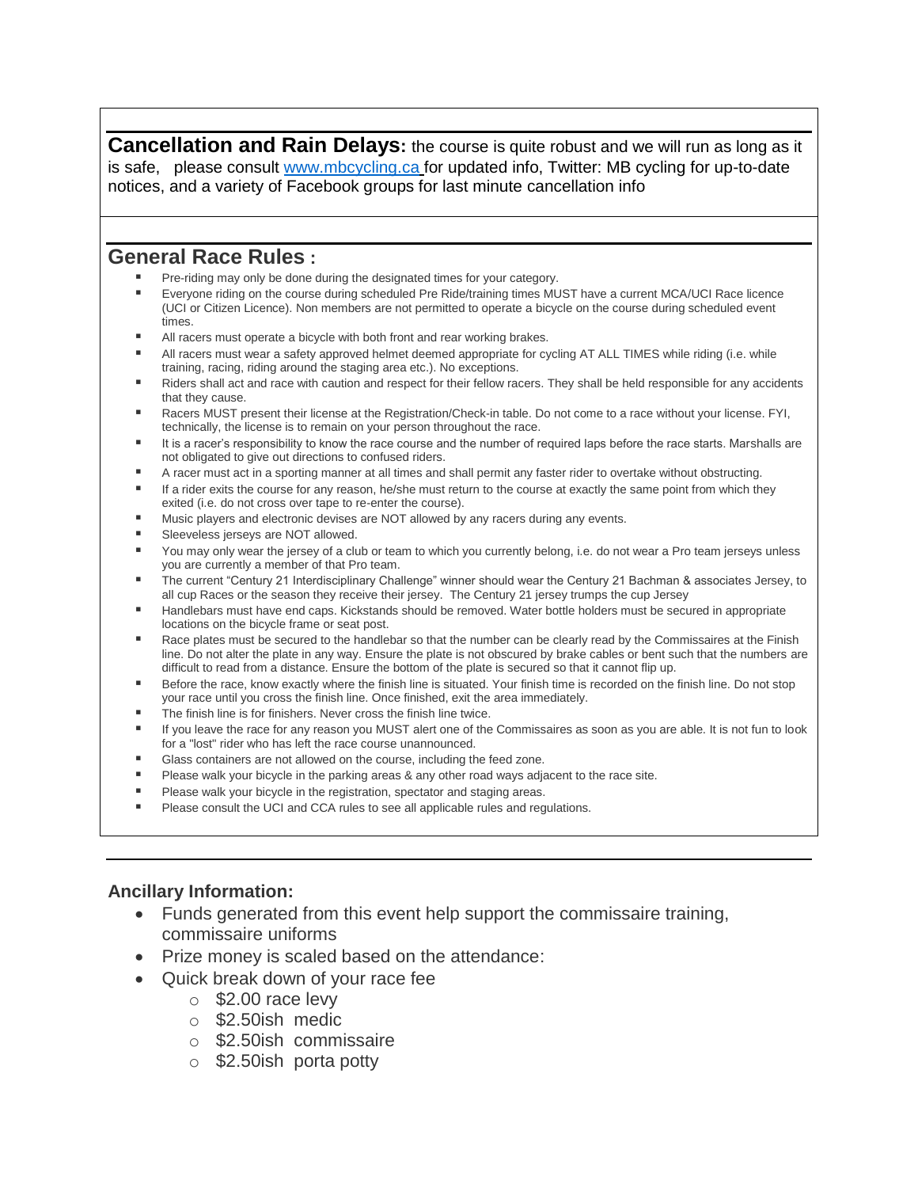**Cancellation and Rain Delays:** the course is quite robust and we will run as long as it is safe, please consult www.mbcycling.ca for updated info, Twitter: MB cycling for up-to-date notices, and a variety of Facebook groups for last minute cancellation info

## General Race Rules :

- Pre-riding may only be done during the designated times for your category.
- Everyone riding on the course during scheduled Pre Ride/training times MUST have a current MCA/UCI Race licence (UCI or Citizen Licence). Non members are not permitted to operate a bicycle on the course during scheduled event times.
- All racers must operate a bicycle with both front and rear working brakes.
- All racers must wear a safety approved helmet deemed appropriate for cycling AT ALL TIMES while riding (i.e. while training, racing, riding around the staging area etc.). No exceptions.
- Riders shall act and race with caution and respect for their fellow racers. They shall be held responsible for any accidents that they cause.
- Racers MUST present their license at the Registration/Check-in table. Do not come to a race without your license. FYI, technically, the license is to remain on your person throughout the race.
- It is a racer's responsibility to know the race course and the number of required laps before the race starts. Marshalls are not obligated to give out directions to confused riders.
- A racer must act in a sporting manner at all times and shall permit any faster rider to overtake without obstructing.
- If a rider exits the course for any reason, he/she must return to the course at exactly the same point from which they exited (i.e. do not cross over tape to re-enter the course).
- Music players and electronic devises are NOT allowed by any racers during any events.
- Sleeveless jerseys are NOT allowed.
- You may only wear the jersey of a club or team to which you currently belong, i.e. do not wear a Pro team jerseys unless you are currently a member of that Pro team.
- The current "Century 21 Interdisciplinary Challenge" winner should wear the Century 21 Bachman & associates Jersey, to all cup Races or the season they receive their jersey. The Century 21 jersey trumps the cup Jersey
- Handlebars must have end caps. Kickstands should be removed. Water bottle holders must be secured in appropriate locations on the bicycle frame or seat post.
- Race plates must be secured to the handlebar so that the number can be clearly read by the Commissaires at the Finish line. Do not alter the plate in any way. Ensure the plate is not obscured by brake cables or bent such that the numbers are difficult to read from a distance. Ensure the bottom of the plate is secured so that it cannot flip up.
- Before the race, know exactly where the finish line is situated. Your finish time is recorded on the finish line. Do not stop your race until you cross the finish line. Once finished, exit the area immediately.
- The finish line is for finishers. Never cross the finish line twice.
- If you leave the race for any reason you MUST alert one of the Commissaires as soon as you are able. It is not fun to look for a "lost" rider who has left the race course unannounced.
- Glass containers are not allowed on the course, including the feed zone.
- Please walk your bicycle in the parking areas & any other road ways adjacent to the race site.
- Please walk your bicycle in the registration, spectator and staging areas.
- Please consult the UCI and CCA rules to see all applicable rules and regulations.

### Ancillary Information:

- Funds generated from this event help support the commissaire training, commissaire uniforms
- Prize money is scaled based on the attendance:
- Quick break down of your race fee
  - $2.00 race levy
  - $2.50ish medic
  - $2.50ish commissaire
  - $2.50ish porta potty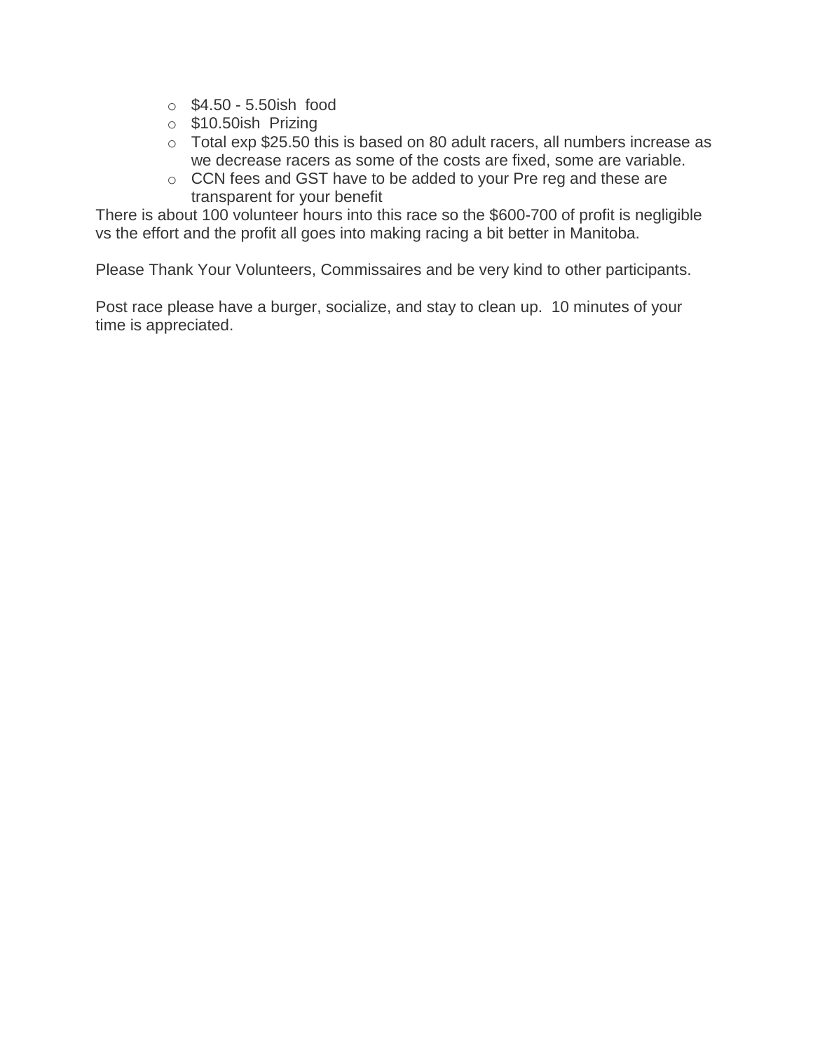- $4.50 - 5.50ish food
- $10.50ish Prizing
- Total exp $25.50 this is based on 80 adult racers, all numbers increase as we decrease racers as some of the costs are fixed, some are variable.
- CCN fees and GST have to be added to your Pre reg and these are transparent for your benefit

There is about 100 volunteer hours into this race so the $600-700 of profit is negligible vs the effort and the profit all goes into making racing a bit better in Manitoba.

Please Thank Your Volunteers, Commissaires and be very kind to other participants.

Post race please have a burger, socialize, and stay to clean up. 10 minutes of your time is appreciated.